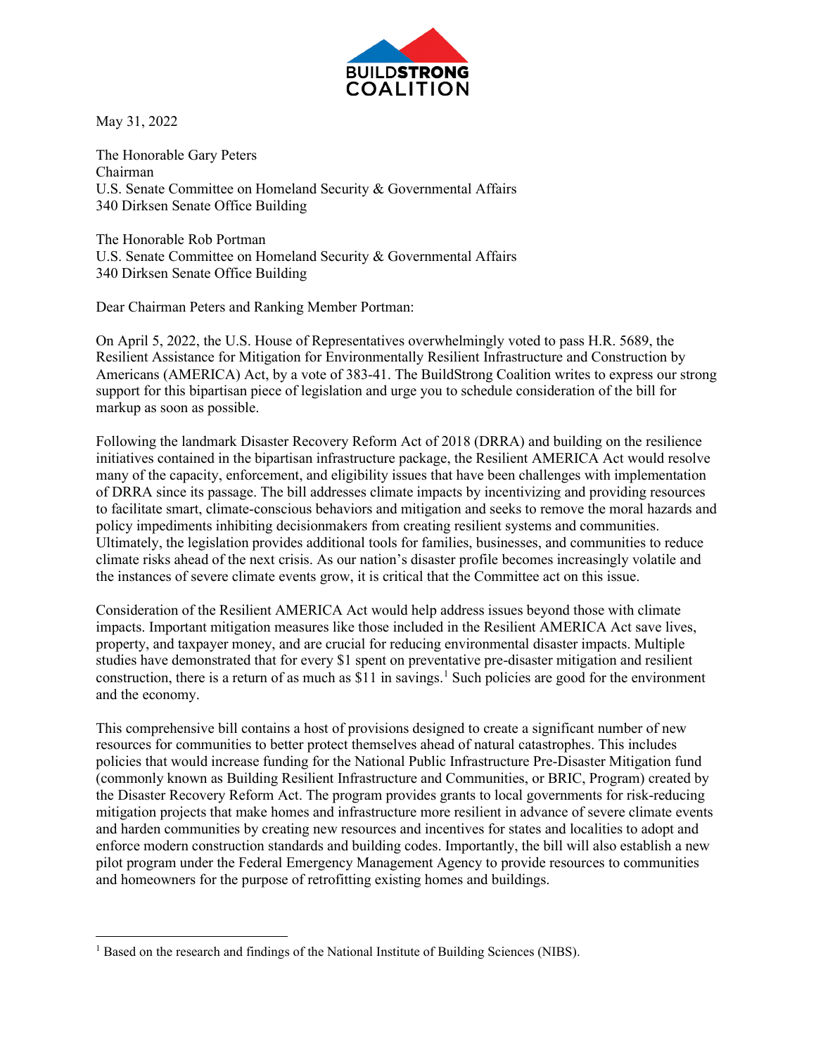BUILDSTRONG COALITION

May 31, 2022

The Honorable Gary Peters
Chairman
U.S. Senate Committee on Homeland Security & Governmental Affairs
340 Dirksen Senate Office Building

The Honorable Rob Portman
U.S. Senate Committee on Homeland Security & Governmental Affairs
340 Dirksen Senate Office Building

Dear Chairman Peters and Ranking Member Portman:

On April 5, 2022, the U.S. House of Representatives overwhelmingly voted to pass H.R. 5689, the Resilient Assistance for Mitigation for Environmentally Resilient Infrastructure and Construction by Americans (AMERICA) Act, by a vote of 383-41. The BuildStrong Coalition writes to express our strong support for this bipartisan piece of legislation and urge you to schedule consideration of the bill for markup as soon as possible.

Following the landmark Disaster Recovery Reform Act of 2018 (DRRA) and building on the resilience initiatives contained in the bipartisan infrastructure package, the Resilient AMERICA Act would resolve many of the capacity, enforcement, and eligibility issues that have been challenges with implementation of DRRA since its passage. The bill addresses climate impacts by incentivizing and providing resources to facilitate smart, climate-conscious behaviors and mitigation and seeks to remove the moral hazards and policy impediments inhibiting decisionmakers from creating resilient systems and communities. Ultimately, the legislation provides additional tools for families, businesses, and communities to reduce climate risks ahead of the next crisis. As our nation's disaster profile becomes increasingly volatile and the instances of severe climate events grow, it is critical that the Committee act on this issue.

Consideration of the Resilient AMERICA Act would help address issues beyond those with climate impacts. Important mitigation measures like those included in the Resilient AMERICA Act save lives, property, and taxpayer money, and are crucial for reducing environmental disaster impacts. Multiple studies have demonstrated that for every $1 spent on preventative pre-disaster mitigation and resilient construction, there is a return of as much as $11 in savings.[1] Such policies are good for the environment and the economy.

This comprehensive bill contains a host of provisions designed to create a significant number of new resources for communities to better protect themselves ahead of natural catastrophes. This includes policies that would increase funding for the National Public Infrastructure Pre-Disaster Mitigation fund (commonly known as Building Resilient Infrastructure and Communities, or BRIC, Program) created by the Disaster Recovery Reform Act. The program provides grants to local governments for risk-reducing mitigation projects that make homes and infrastructure more resilient in advance of severe climate events and harden communities by creating new resources and incentives for states and localities to adopt and enforce modern construction standards and building codes. Importantly, the bill will also establish a new pilot program under the Federal Emergency Management Agency to provide resources to communities and homeowners for the purpose of retrofitting existing homes and buildings.

---

[1] Based on the research and findings of the National Institute of Building Sciences (NIBS).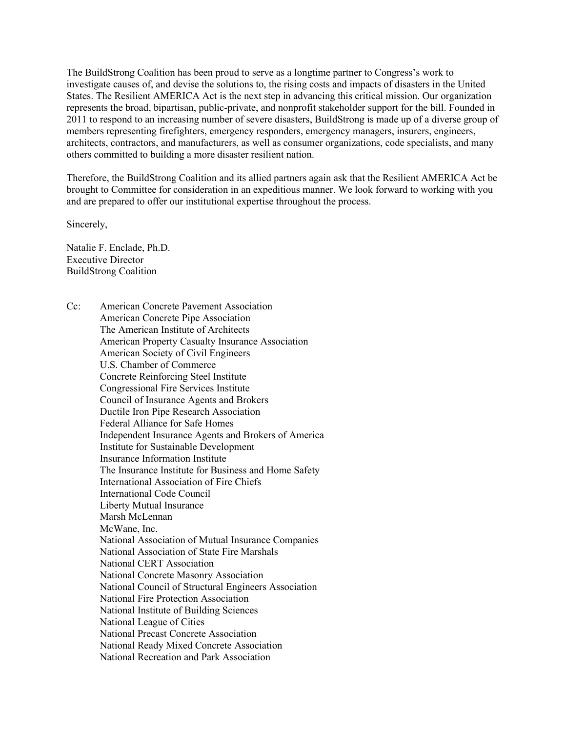The BuildStrong Coalition has been proud to serve as a longtime partner to Congress's work to investigate causes of, and devise the solutions to, the rising costs and impacts of disasters in the United States. The Resilient AMERICA Act is the next step in advancing this critical mission. Our organization represents the broad, bipartisan, public-private, and nonprofit stakeholder support for the bill. Founded in 2011 to respond to an increasing number of severe disasters, BuildStrong is made up of a diverse group of members representing firefighters, emergency responders, emergency managers, insurers, engineers, architects, contractors, and manufacturers, as well as consumer organizations, code specialists, and many others committed to building a more disaster resilient nation.

Therefore, the BuildStrong Coalition and its allied partners again ask that the Resilient AMERICA Act be brought to Committee for consideration in an expeditious manner. We look forward to working with you and are prepared to offer our institutional expertise throughout the process.

Sincerely,

Natalie F. Enclade, Ph.D.
Executive Director
BuildStrong Coalition

Cc:
American Concrete Pavement Association
American Concrete Pipe Association
The American Institute of Architects
American Property Casualty Insurance Association
American Society of Civil Engineers
U.S. Chamber of Commerce
Concrete Reinforcing Steel Institute
Congressional Fire Services Institute
Council of Insurance Agents and Brokers
Ductile Iron Pipe Research Association
Federal Alliance for Safe Homes
Independent Insurance Agents and Brokers of America
Institute for Sustainable Development
Insurance Information Institute
The Insurance Institute for Business and Home Safety
International Association of Fire Chiefs
International Code Council
Liberty Mutual Insurance
Marsh McLennan
McWane, Inc.
National Association of Mutual Insurance Companies
National Association of State Fire Marshals
National CERT Association
National Concrete Masonry Association
National Council of Structural Engineers Association
National Fire Protection Association
National Institute of Building Sciences
National League of Cities
National Precast Concrete Association
National Ready Mixed Concrete Association
National Recreation and Park Association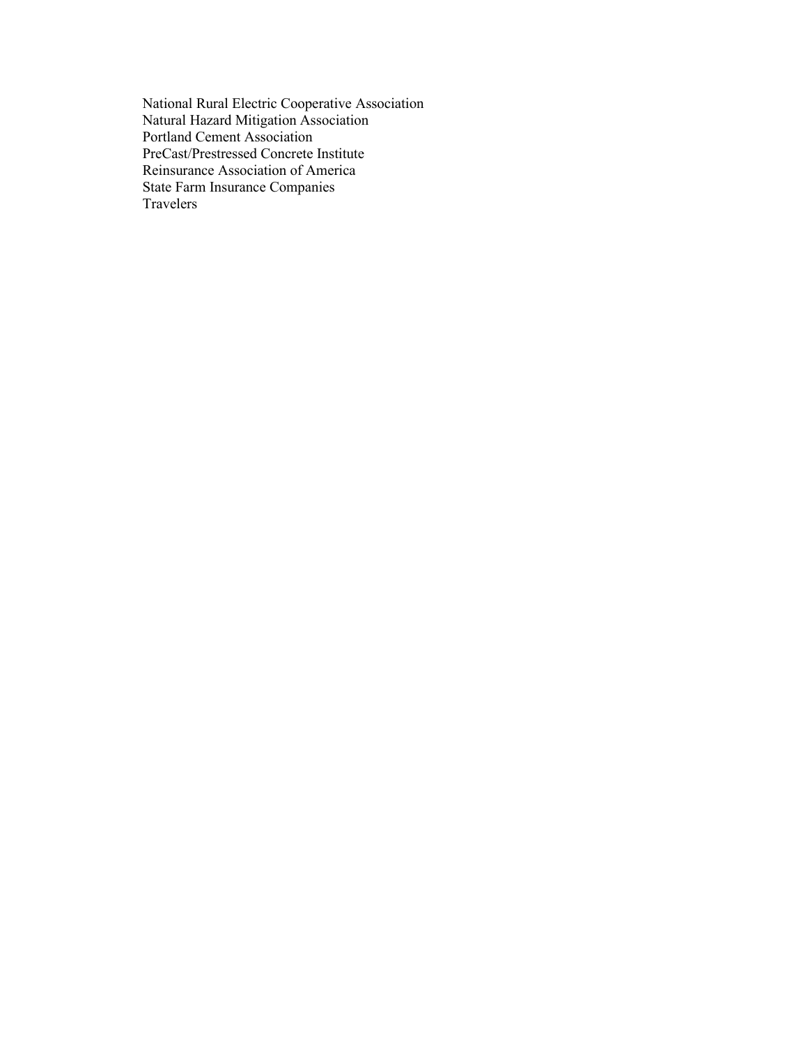National Rural Electric Cooperative Association
Natural Hazard Mitigation Association
Portland Cement Association
PreCast/Prestressed Concrete Institute
Reinsurance Association of America
State Farm Insurance Companies
Travelers